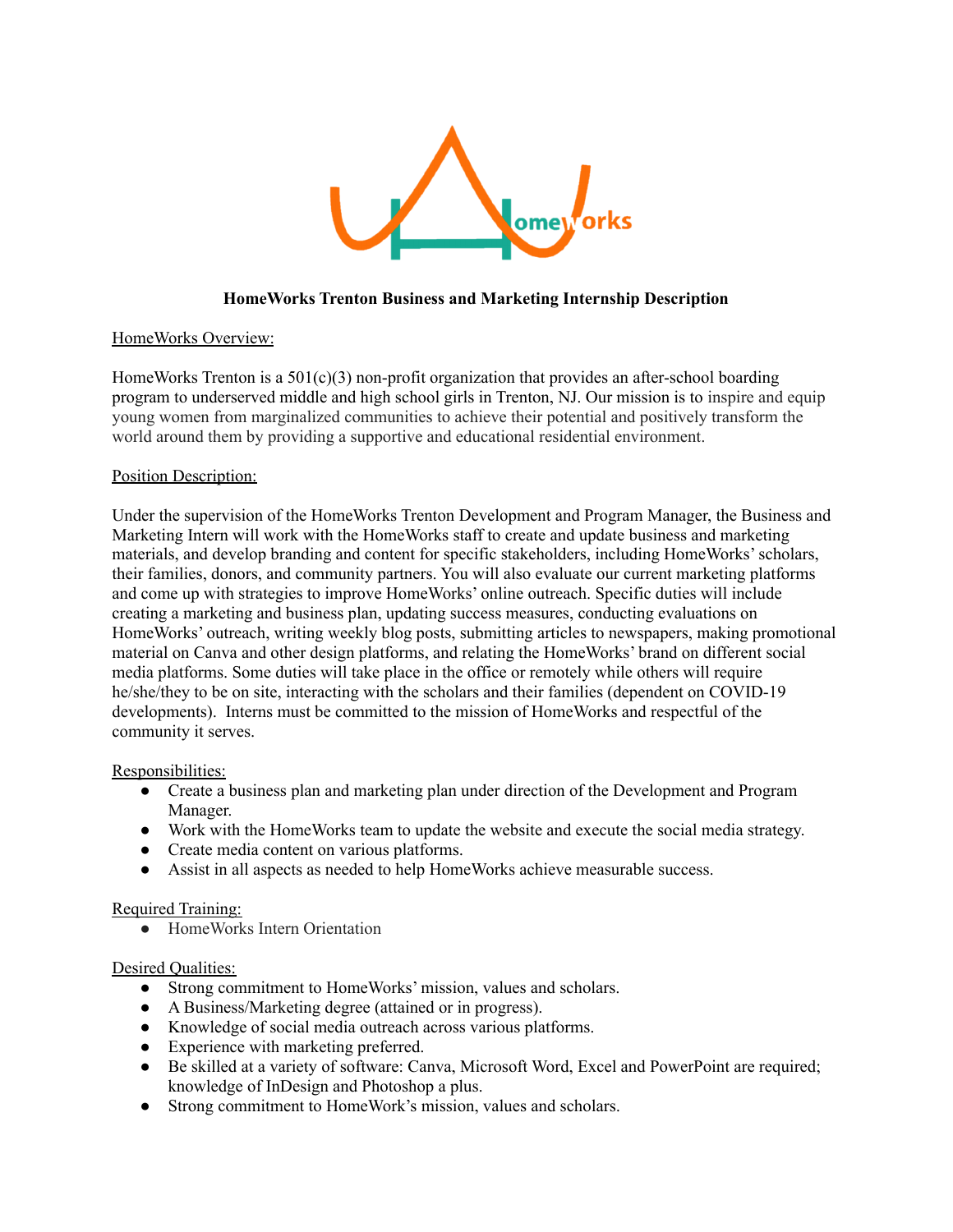**HomeWorks Trenton Business and Marketing Internship Description**

HomeWorks Overview:

HomeWorks Trenton is a 501(c)(3) non-profit organization that provides an after-school boarding program to underserved middle and high school girls in Trenton, NJ. Our mission is to inspire and equip young women from marginalized communities to achieve their potential and positively transform the world around them by providing a supportive and educational residential environment.

Position Description:

Under the supervision of the HomeWorks Trenton Development and Program Manager, the Business and Marketing Intern will work with the HomeWorks staff to create and update business and marketing materials, and develop branding and content for specific stakeholders, including HomeWorks' scholars, their families, donors, and community partners. You will also evaluate our current marketing platforms and come up with strategies to improve HomeWorks' online outreach. Specific duties will include creating a marketing and business plan, updating success measures, conducting evaluations on HomeWorks' outreach, writing weekly blog posts, submitting articles to newspapers, making promotional material on Canva and other design platforms, and relating the HomeWorks' brand on different social media platforms. Some duties will take place in the office or remotely while others will require he/she/they to be on site, interacting with the scholars and their families (dependent on COVID-19 developments). Interns must be committed to the mission of HomeWorks and respectful of the community it serves.

Responsibilities:

- Create a business plan and marketing plan under direction of the Development and Program Manager.
- Work with the HomeWorks team to update the website and execute the social media strategy.
- Create media content on various platforms.
- Assist in all aspects as needed to help HomeWorks achieve measurable success.

Required Training:

- HomeWorks Intern Orientation

Desired Qualities:

- Strong commitment to HomeWorks' mission, values and scholars.
- A Business/Marketing degree (attained or in progress).
- Knowledge of social media outreach across various platforms.
- Experience with marketing preferred.
- Be skilled at a variety of software: Canva, Microsoft Word, Excel and PowerPoint are required; knowledge of InDesign and Photoshop a plus.
- Strong commitment to HomeWork's mission, values and scholars.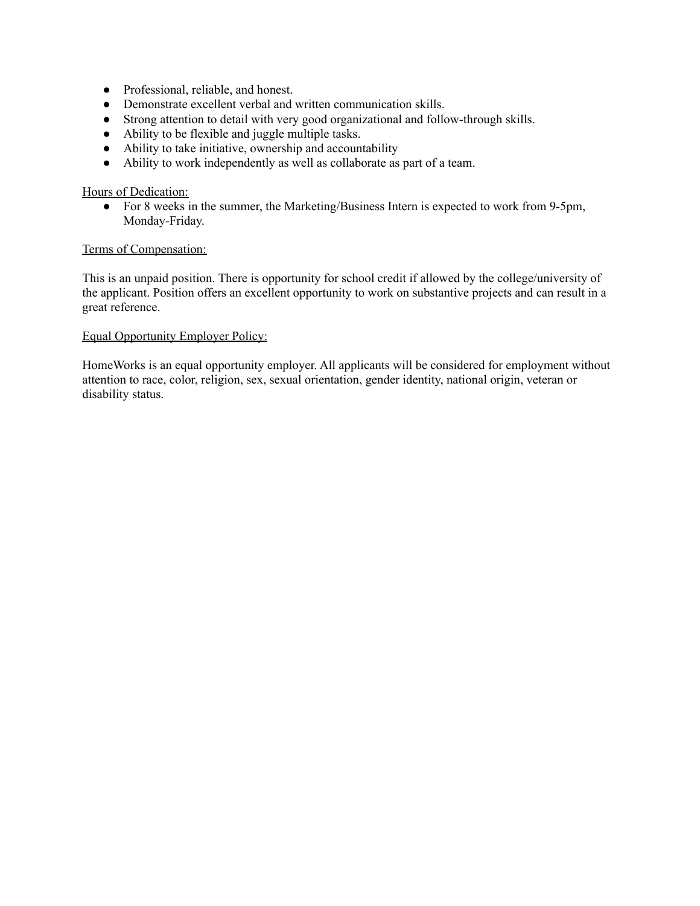- Professional, reliable, and honest.
- Demonstrate excellent verbal and written communication skills.
- Strong attention to detail with very good organizational and follow-through skills.
- Ability to be flexible and juggle multiple tasks.
- Ability to take initiative, ownership and accountability
- Ability to work independently as well as collaborate as part of a team.

<u>Hours of Dedication:</u>

- For 8 weeks in the summer, the Marketing/Business Intern is expected to work from 9-5pm, Monday-Friday.

<u>Terms of Compensation:</u>

This is an unpaid position. There is opportunity for school credit if allowed by the college/university of the applicant. Position offers an excellent opportunity to work on substantive projects and can result in a great reference.

<u>Equal Opportunity Employer Policy:</u>

HomeWorks is an equal opportunity employer. All applicants will be considered for employment without attention to race, color, religion, sex, sexual orientation, gender identity, national origin, veteran or disability status.